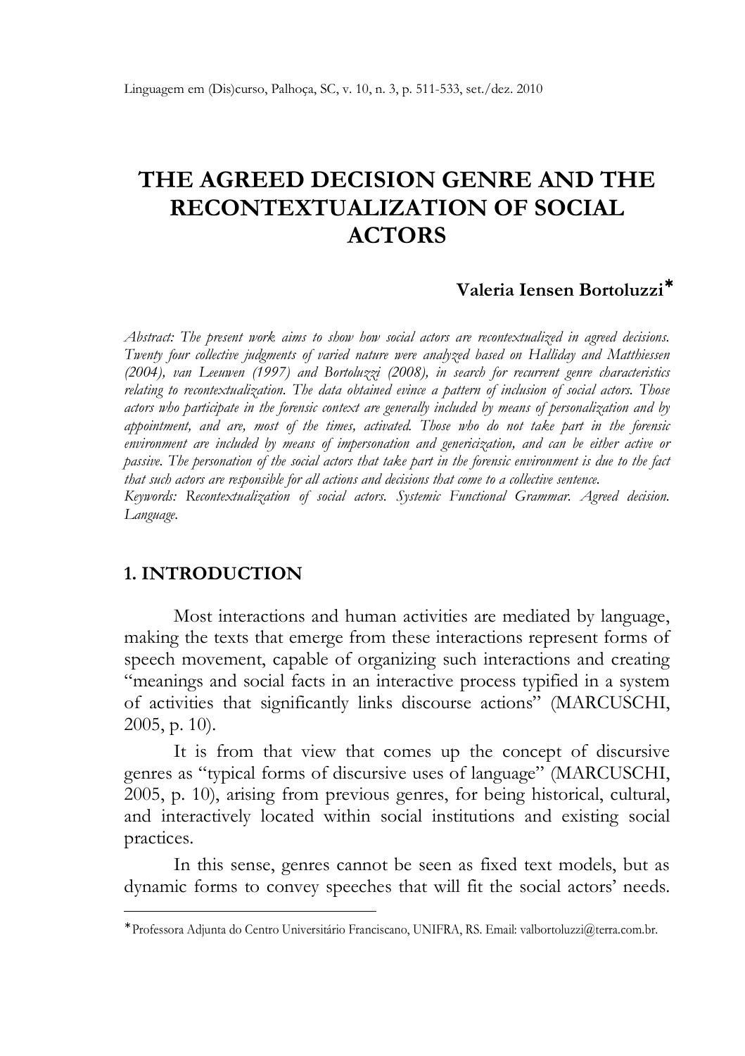// Original LaTeX: \mathcal{L} is the source language.
# THE AGREED DECISION GENRE AND THE RECONTEXTUALIZATION OF SOCIAL ACTORS

**Valeria Iensen Bortoluzzi**[*]

*Abstract: The present work aims to show how social actors are recontextualized in agreed decisions. Twenty four collective judgments of varied nature were analyzed based on Halliday and Matthiessen (2004), van Leeuwen (1997) and Bortoluzzi (2008), in search for recurrent genre characteristics relating to recontextualization. The data obtained evince a pattern of inclusion of social actors. Those actors who participate in the forensic context are generally included by means of personalization and by appointment, and are, most of the times, activated. Those who do not take part in the forensic environment are included by means of impersonation and genericization, and can be either active or passive. The personation of the social actors that take part in the forensic environment is due to the fact that such actors are responsible for all actions and decisions that come to a collective sentence.*

*Keywords: Recontextualization of social actors. Systemic Functional Grammar. Agreed decision. Language.*

## 1. INTRODUCTION

Most interactions and human activities are mediated by language, making the texts that emerge from these interactions represent forms of speech movement, capable of organizing such interactions and creating "meanings and social facts in an interactive process typified in a system of activities that significantly links discourse actions" (MARCUSCHI, 2005, p. 10).

It is from that view that comes up the concept of discursive genres as "typical forms of discursive uses of language" (MARCUSCHI, 2005, p. 10), arising from previous genres, for being historical, cultural, and interactively located within social institutions and existing social practices.

In this sense, genres cannot be seen as fixed text models, but as dynamic forms to convey speeches that will fit the social actors' needs.

---

[*] Professora Adjunta do Centro Universitário Franciscano, UNIFRA, RS. Email: valbortoluzzi@terra.com.br.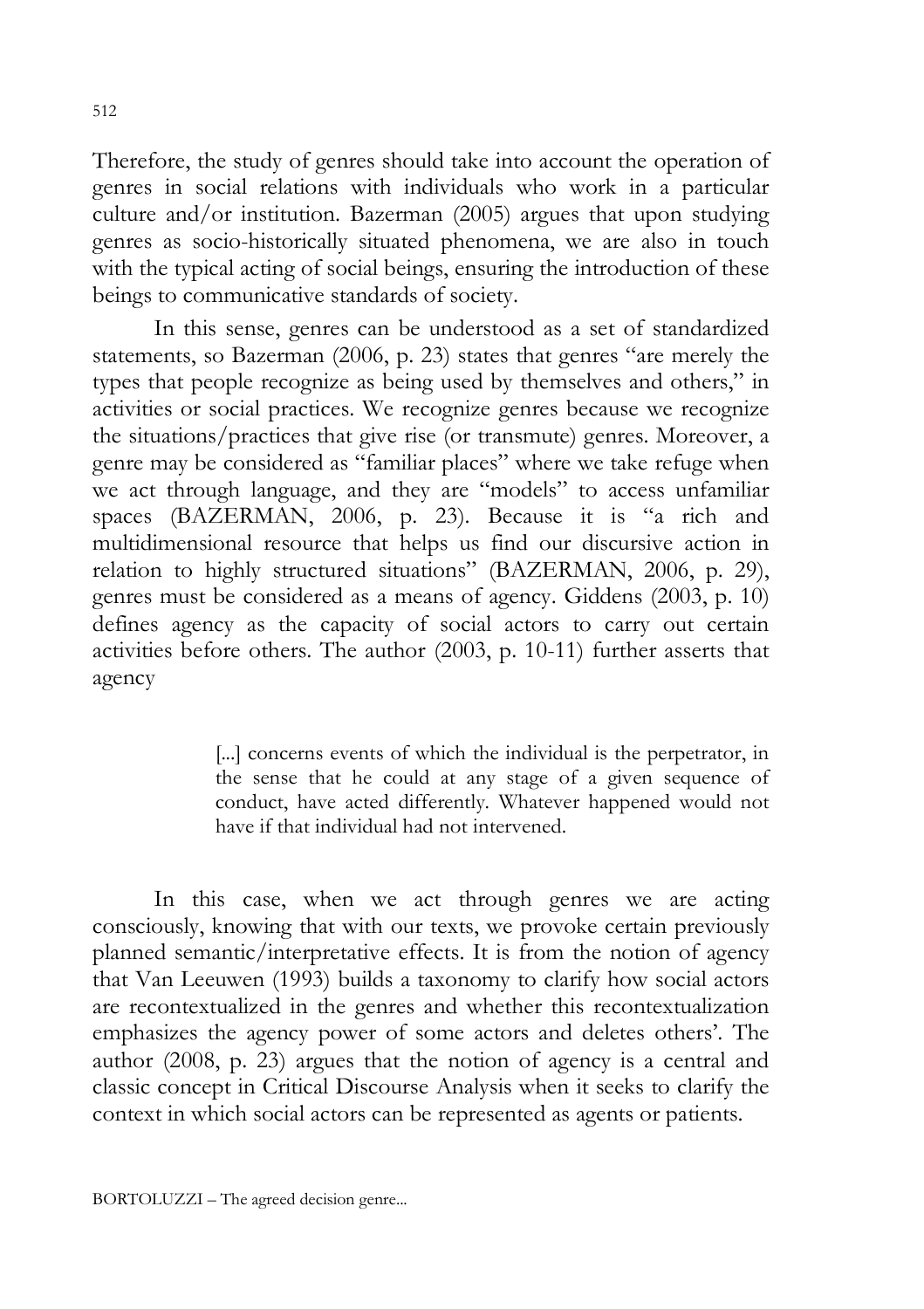Therefore, the study of genres should take into account the operation of genres in social relations with individuals who work in a particular culture and/or institution. Bazerman (2005) argues that upon studying genres as socio-historically situated phenomena, we are also in touch with the typical acting of social beings, ensuring the introduction of these beings to communicative standards of society.

In this sense, genres can be understood as a set of standardized statements, so Bazerman (2006, p. 23) states that genres "are merely the types that people recognize as being used by themselves and others," in activities or social practices. We recognize genres because we recognize the situations/practices that give rise (or transmute) genres. Moreover, a genre may be considered as "familiar places" where we take refuge when we act through language, and they are "models" to access unfamiliar spaces (BAZERMAN, 2006, p. 23). Because it is "a rich and multidimensional resource that helps us find our discursive action in relation to highly structured situations" (BAZERMAN, 2006, p. 29), genres must be considered as a means of agency. Giddens (2003, p. 10) defines agency as the capacity of social actors to carry out certain activities before others. The author (2003, p. 10-11) further asserts that agency

> [...] concerns events of which the individual is the perpetrator, in the sense that he could at any stage of a given sequence of conduct, have acted differently. Whatever happened would not have if that individual had not intervened.

In this case, when we act through genres we are acting consciously, knowing that with our texts, we provoke certain previously planned semantic/interpretative effects. It is from the notion of agency that Van Leeuwen (1993) builds a taxonomy to clarify how social actors are recontextualized in the genres and whether this recontextualization emphasizes the agency power of some actors and deletes others'. The author (2008, p. 23) argues that the notion of agency is a central and classic concept in Critical Discourse Analysis when it seeks to clarify the context in which social actors can be represented as agents or patients.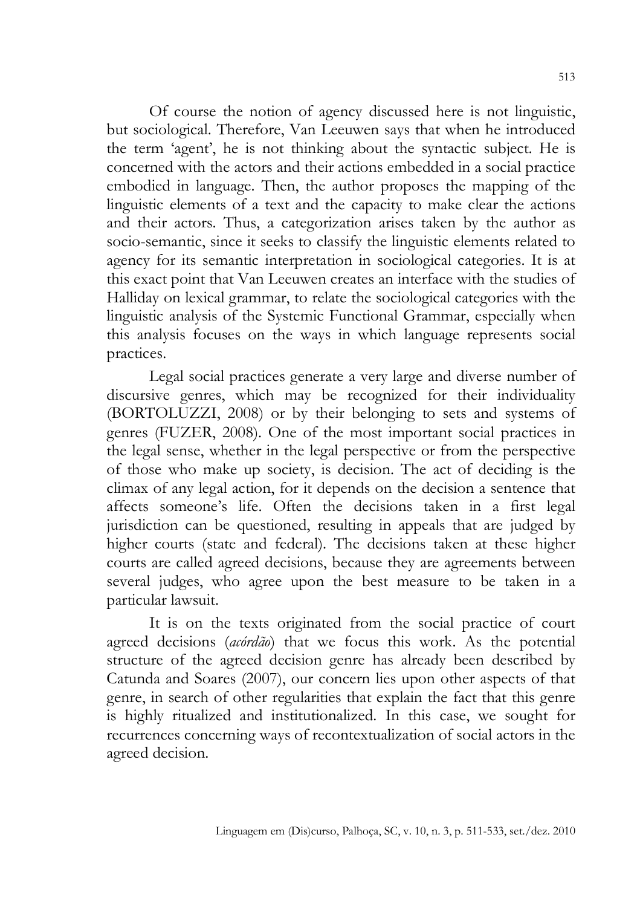Of course the notion of agency discussed here is not linguistic, but sociological. Therefore, Van Leeuwen says that when he introduced the term 'agent', he is not thinking about the syntactic subject. He is concerned with the actors and their actions embedded in a social practice embodied in language. Then, the author proposes the mapping of the linguistic elements of a text and the capacity to make clear the actions and their actors. Thus, a categorization arises taken by the author as socio-semantic, since it seeks to classify the linguistic elements related to agency for its semantic interpretation in sociological categories. It is at this exact point that Van Leeuwen creates an interface with the studies of Halliday on lexical grammar, to relate the sociological categories with the linguistic analysis of the Systemic Functional Grammar, especially when this analysis focuses on the ways in which language represents social practices.

Legal social practices generate a very large and diverse number of discursive genres, which may be recognized for their individuality (BORTOLUZZI, 2008) or by their belonging to sets and systems of genres (FUZER, 2008). One of the most important social practices in the legal sense, whether in the legal perspective or from the perspective of those who make up society, is decision. The act of deciding is the climax of any legal action, for it depends on the decision a sentence that affects someone's life. Often the decisions taken in a first legal jurisdiction can be questioned, resulting in appeals that are judged by higher courts (state and federal). The decisions taken at these higher courts are called agreed decisions, because they are agreements between several judges, who agree upon the best measure to be taken in a particular lawsuit.

It is on the texts originated from the social practice of court agreed decisions (*acórdão*) that we focus this work. As the potential structure of the agreed decision genre has already been described by Catunda and Soares (2007), our concern lies upon other aspects of that genre, in search of other regularities that explain the fact that this genre is highly ritualized and institutionalized. In this case, we sought for recurrences concerning ways of recontextualization of social actors in the agreed decision.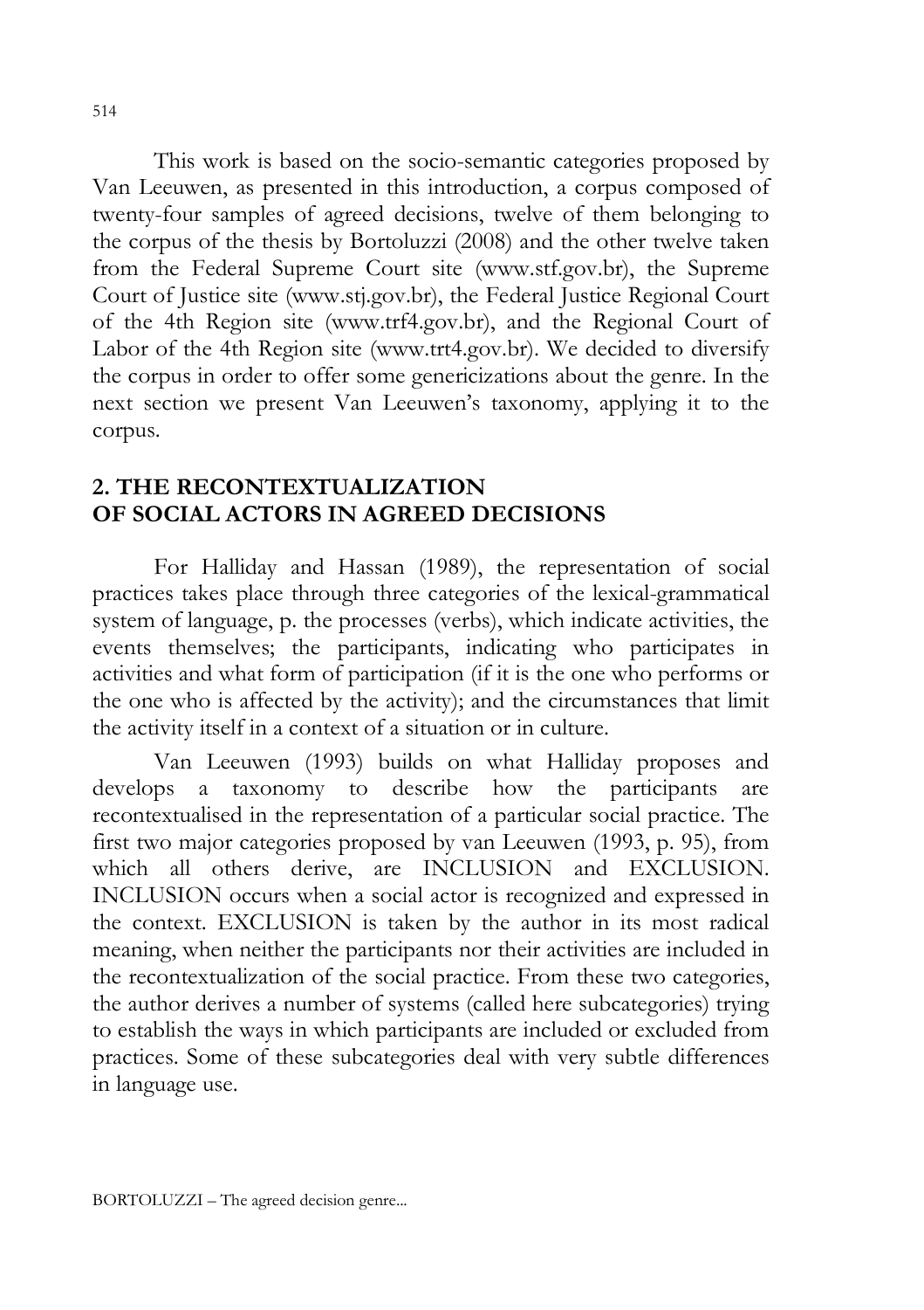This work is based on the socio-semantic categories proposed by Van Leeuwen, as presented in this introduction, a corpus composed of twenty-four samples of agreed decisions, twelve of them belonging to the corpus of the thesis by Bortoluzzi (2008) and the other twelve taken from the Federal Supreme Court site (www.stf.gov.br), the Supreme Court of Justice site (www.stj.gov.br), the Federal Justice Regional Court of the 4th Region site (www.trf4.gov.br), and the Regional Court of Labor of the 4th Region site (www.trt4.gov.br). We decided to diversify the corpus in order to offer some genericizations about the genre. In the next section we present Van Leeuwen's taxonomy, applying it to the corpus.

## 2. THE RECONTEXTUALIZATION OF SOCIAL ACTORS IN AGREED DECISIONS

For Halliday and Hassan (1989), the representation of social practices takes place through three categories of the lexical-grammatical system of language, p. the processes (verbs), which indicate activities, the events themselves; the participants, indicating who participates in activities and what form of participation (if it is the one who performs or the one who is affected by the activity); and the circumstances that limit the activity itself in a context of a situation or in culture.

Van Leeuwen (1993) builds on what Halliday proposes and develops a taxonomy to describe how the participants are recontextualised in the representation of a particular social practice. The first two major categories proposed by van Leeuwen (1993, p. 95), from which all others derive, are INCLUSION and EXCLUSION. INCLUSION occurs when a social actor is recognized and expressed in the context. EXCLUSION is taken by the author in its most radical meaning, when neither the participants nor their activities are included in the recontextualization of the social practice. From these two categories, the author derives a number of systems (called here subcategories) trying to establish the ways in which participants are included or excluded from practices. Some of these subcategories deal with very subtle differences in language use.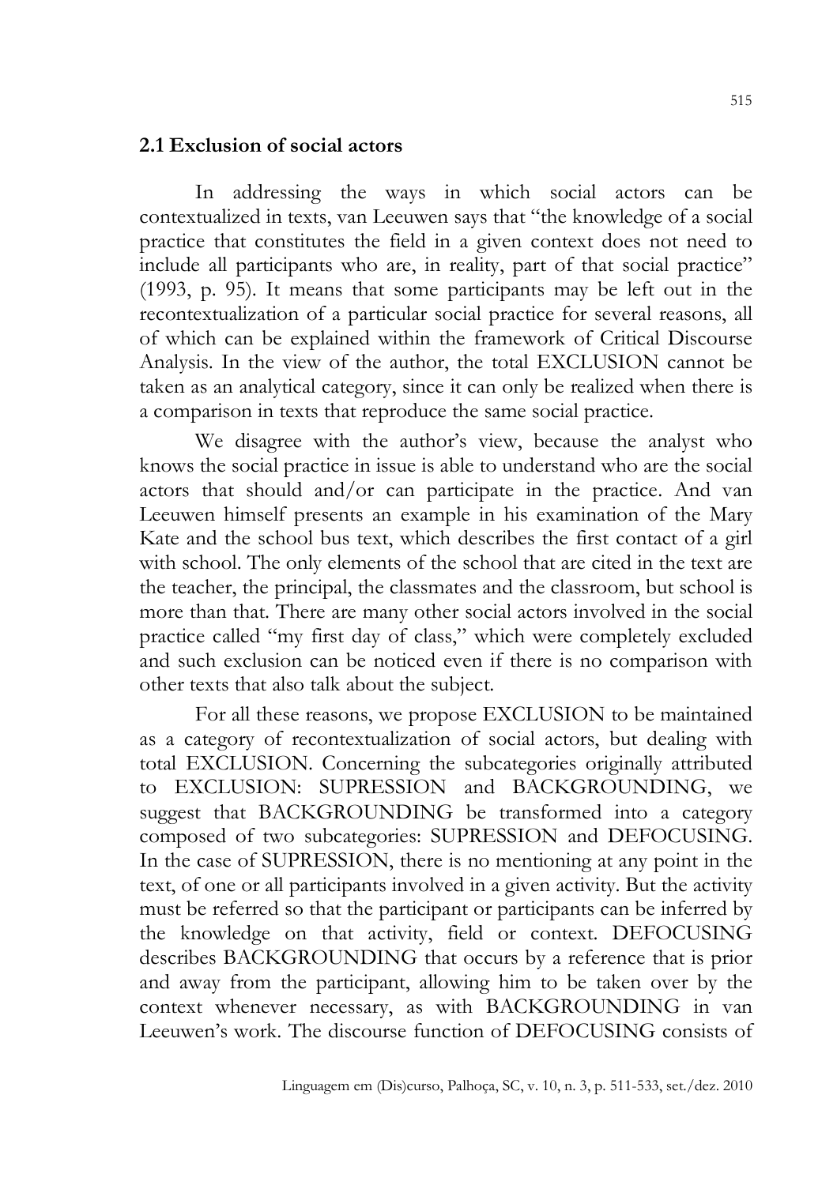## 2.1 Exclusion of social actors

In addressing the ways in which social actors can be contextualized in texts, van Leeuwen says that "the knowledge of a social practice that constitutes the field in a given context does not need to include all participants who are, in reality, part of that social practice" (1993, p. 95). It means that some participants may be left out in the recontextualization of a particular social practice for several reasons, all of which can be explained within the framework of Critical Discourse Analysis. In the view of the author, the total EXCLUSION cannot be taken as an analytical category, since it can only be realized when there is a comparison in texts that reproduce the same social practice.

We disagree with the author's view, because the analyst who knows the social practice in issue is able to understand who are the social actors that should and/or can participate in the practice. And van Leeuwen himself presents an example in his examination of the Mary Kate and the school bus text, which describes the first contact of a girl with school. The only elements of the school that are cited in the text are the teacher, the principal, the classmates and the classroom, but school is more than that. There are many other social actors involved in the social practice called "my first day of class," which were completely excluded and such exclusion can be noticed even if there is no comparison with other texts that also talk about the subject.

For all these reasons, we propose EXCLUSION to be maintained as a category of recontextualization of social actors, but dealing with total EXCLUSION. Concerning the subcategories originally attributed to EXCLUSION: SUPRESSION and BACKGROUNDING, we suggest that BACKGROUNDING be transformed into a category composed of two subcategories: SUPRESSION and DEFOCUSING. In the case of SUPRESSION, there is no mentioning at any point in the text, of one or all participants involved in a given activity. But the activity must be referred so that the participant or participants can be inferred by the knowledge on that activity, field or context. DEFOCUSING describes BACKGROUNDING that occurs by a reference that is prior and away from the participant, allowing him to be taken over by the context whenever necessary, as with BACKGROUNDING in van Leeuwen's work. The discourse function of DEFOCUSING consists of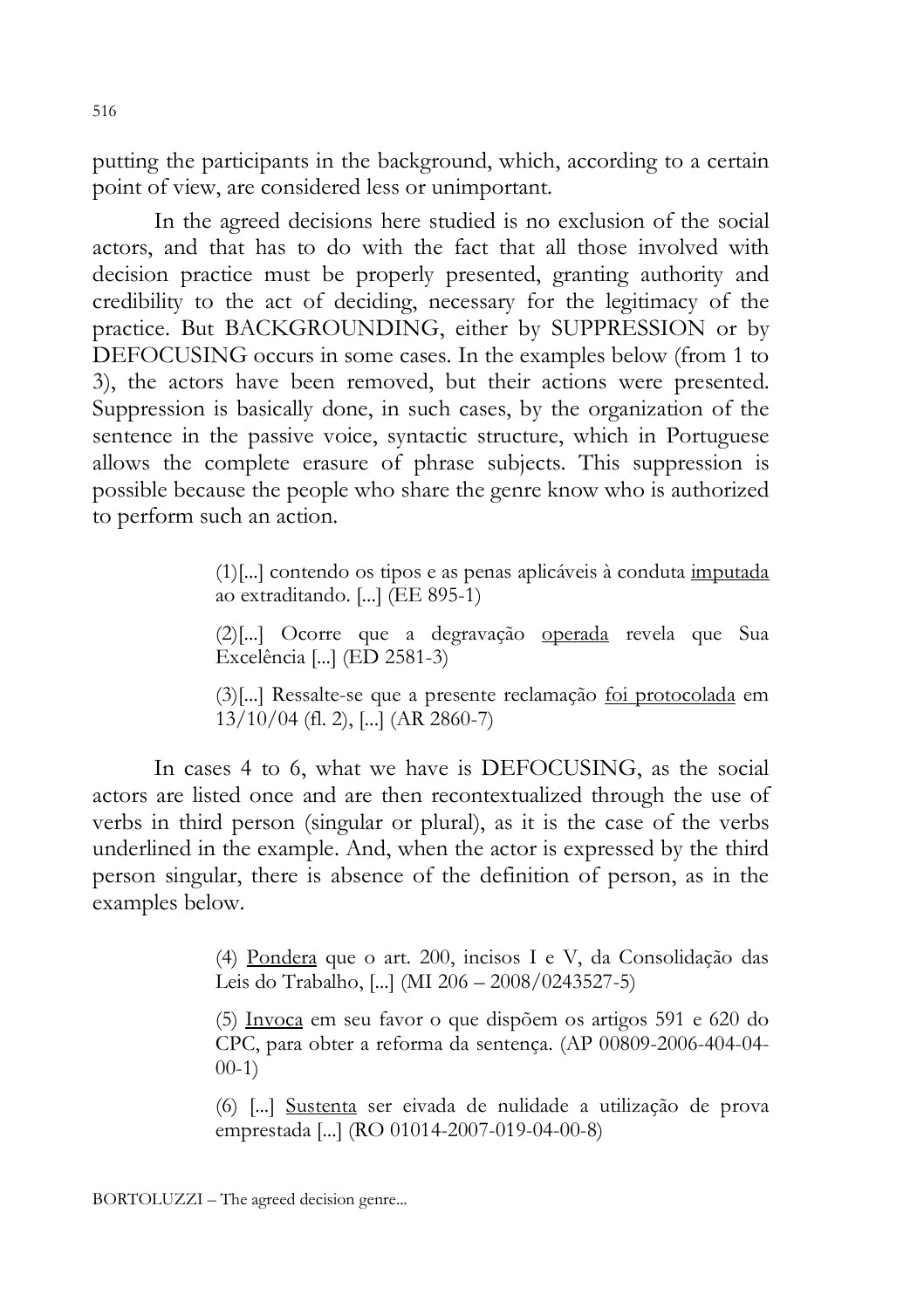putting the participants in the background, which, according to a certain point of view, are considered less or unimportant.

In the agreed decisions here studied is no exclusion of the social actors, and that has to do with the fact that all those involved with decision practice must be properly presented, granting authority and credibility to the act of deciding, necessary for the legitimacy of the practice. But BACKGROUNDING, either by SUPPRESSION or by DEFOCUSING occurs in some cases. In the examples below (from 1 to 3), the actors have been removed, but their actions were presented. Suppression is basically done, in such cases, by the organization of the sentence in the passive voice, syntactic structure, which in Portuguese allows the complete erasure of phrase subjects. This suppression is possible because the people who share the genre know who is authorized to perform such an action.

> (1)[...] contendo os tipos e as penas aplicáveis à conduta <u>imputada</u> ao extraditando. [...] (EE 895-1)
>
> (2)[...] Ocorre que a degravação <u>operada</u> revela que Sua Excelência [...] (ED 2581-3)
>
> (3)[...] Ressalte-se que a presente reclamação <u>foi protocolada</u> em 13/10/04 (fl. 2), [...] (AR 2860-7)

In cases 4 to 6, what we have is DEFOCUSING, as the social actors are listed once and are then recontextualized through the use of verbs in third person (singular or plural), as it is the case of the verbs underlined in the example. And, when the actor is expressed by the third person singular, there is absence of the definition of person, as in the examples below.

> (4) <u>Pondera</u> que o art. 200, incisos I e V, da Consolidação das Leis do Trabalho, [...] (MI 206 – 2008/0243527-5)
>
> (5) <u>Invoca</u> em seu favor o que dispõem os artigos 591 e 620 do CPC, para obter a reforma da sentença. (AP 00809-2006-404-04-00-1)
>
> (6) [...] <u>Sustenta</u> ser eivada de nulidade a utilização de prova emprestada [...] (RO 01014-2007-019-04-00-8)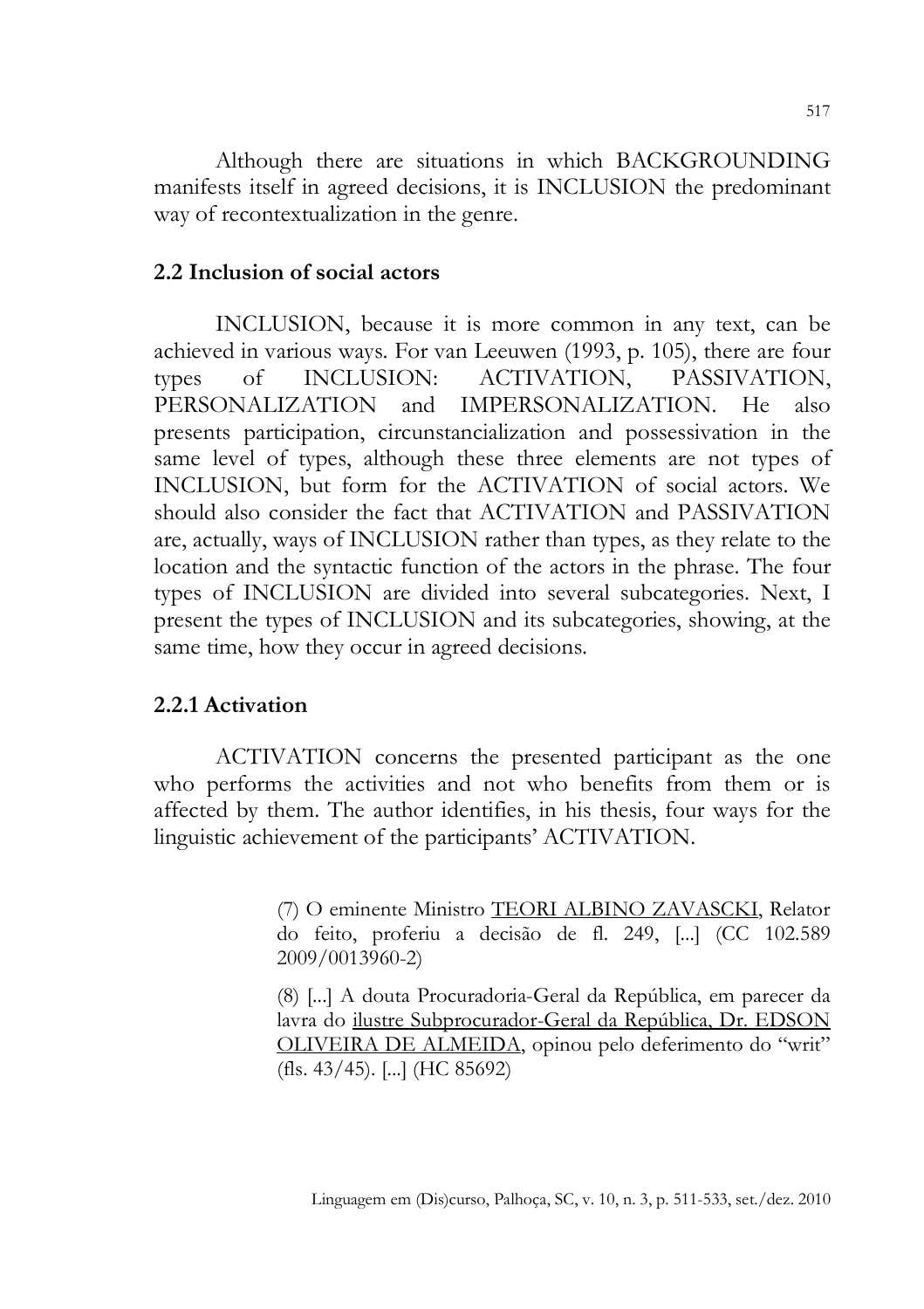Although there are situations in which BACKGROUNDING manifests itself in agreed decisions, it is INCLUSION the predominant way of recontextualization in the genre.

## 2.2 Inclusion of social actors

INCLUSION, because it is more common in any text, can be achieved in various ways. For van Leeuwen (1993, p. 105), there are four types of INCLUSION: ACTIVATION, PASSIVATION, PERSONALIZATION and IMPERSONALIZATION. He also presents participation, circunstancialization and possessivation in the same level of types, although these three elements are not types of INCLUSION, but form for the ACTIVATION of social actors. We should also consider the fact that ACTIVATION and PASSIVATION are, actually, ways of INCLUSION rather than types, as they relate to the location and the syntactic function of the actors in the phrase. The four types of INCLUSION are divided into several subcategories. Next, I present the types of INCLUSION and its subcategories, showing, at the same time, how they occur in agreed decisions.

### 2.2.1 Activation

ACTIVATION concerns the presented participant as the one who performs the activities and not who benefits from them or is affected by them. The author identifies, in his thesis, four ways for the linguistic achievement of the participants' ACTIVATION.

> (7) O eminente Ministro <u>TEORI ALBINO ZAVASCKI</u>, Relator do feito, proferiu a decisão de fl. 249, [...] (CC 102.589 2009/0013960-2)
>
> (8) [...] A douta Procuradoria-Geral da República, em parecer da lavra do <u>ilustre Subprocurador-Geral da República, Dr. EDSON OLIVEIRA DE ALMEIDA</u>, opinou pelo deferimento do "writ" (fls. 43/45). [...] (HC 85692)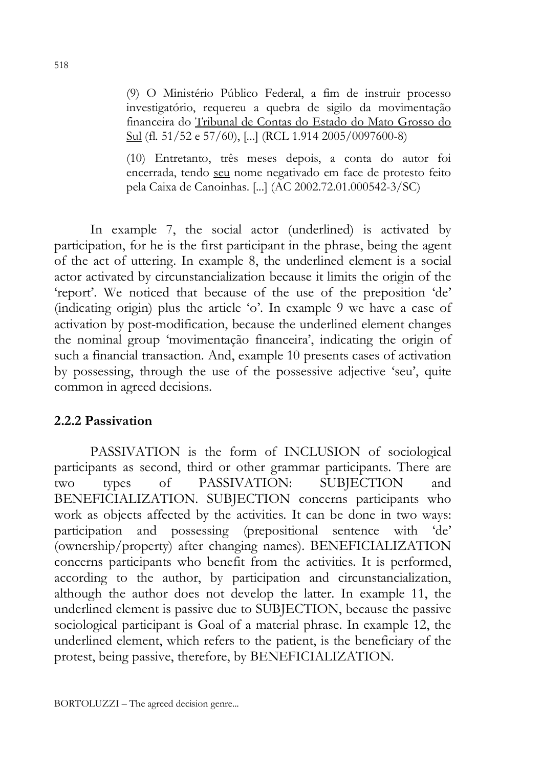> (9) O Ministério Público Federal, a fim de instruir processo investigatório, requereu a quebra de sigilo da movimentação financeira do <u>Tribunal de Contas do Estado do Mato Grosso do Sul</u> (fl. 51/52 e 57/60), [...] (RCL 1.914 2005/0097600-8)
>
> (10) Entretanto, três meses depois, a conta do autor foi encerrada, tendo <u>seu</u> nome negativado em face de protesto feito pela Caixa de Canoinhas. [...] (AC 2002.72.01.000542-3/SC)

In example 7, the social actor (underlined) is activated by participation, for he is the first participant in the phrase, being the agent of the act of uttering. In example 8, the underlined element is a social actor activated by circunstancialization because it limits the origin of the 'report'. We noticed that because of the use of the preposition 'de' (indicating origin) plus the article 'o'. In example 9 we have a case of activation by post-modification, because the underlined element changes the nominal group 'movimentação financeira', indicating the origin of such a financial transaction. And, example 10 presents cases of activation by possessing, through the use of the possessive adjective 'seu', quite common in agreed decisions.

### 2.2.2 Passivation

PASSIVATION is the form of INCLUSION of sociological participants as second, third or other grammar participants. There are two types of PASSIVATION: SUBJECTION and BENEFICIALIZATION. SUBJECTION concerns participants who work as objects affected by the activities. It can be done in two ways: participation and possessing (prepositional sentence with 'de' (ownership/property) after changing names). BENEFICIALIZATION concerns participants who benefit from the activities. It is performed, according to the author, by participation and circunstancialization, although the author does not develop the latter. In example 11, the underlined element is passive due to SUBJECTION, because the passive sociological participant is Goal of a material phrase. In example 12, the underlined element, which refers to the patient, is the beneficiary of the protest, being passive, therefore, by BENEFICIALIZATION.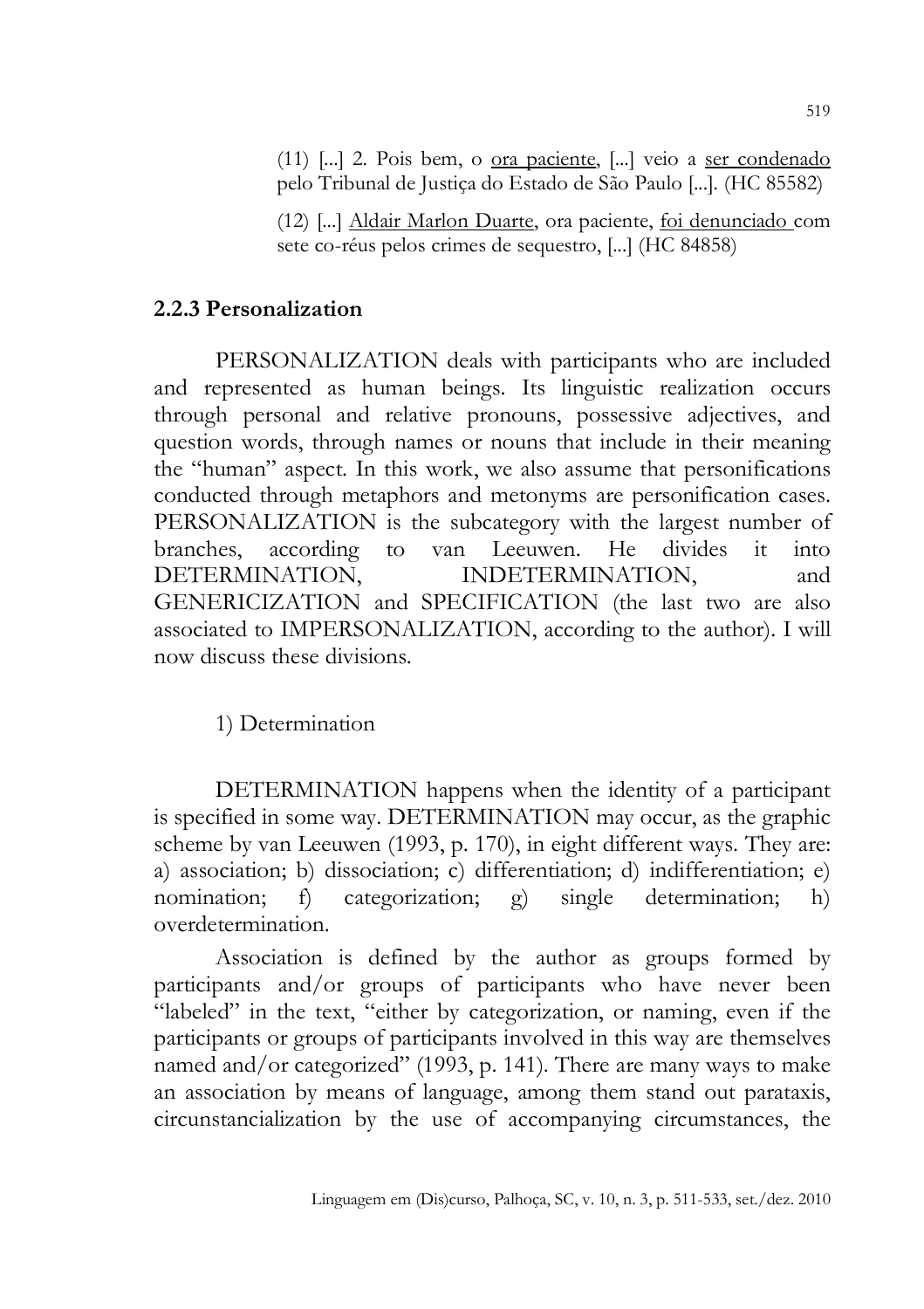(11) [...] 2. Pois bem, o <u>ora paciente</u>, [...] veio a <u>ser condenado</u> pelo Tribunal de Justiça do Estado de São Paulo [...]. (HC 85582)

(12) [...] <u>Aldair Marlon Duarte</u>, ora paciente, <u>foi denunciado</u> com sete co-réus pelos crimes de sequestro, [...] (HC 84858)

### 2.2.3 Personalization

PERSONALIZATION deals with participants who are included and represented as human beings. Its linguistic realization occurs through personal and relative pronouns, possessive adjectives, and question words, through names or nouns that include in their meaning the "human" aspect. In this work, we also assume that personifications conducted through metaphors and metonyms are personification cases. PERSONALIZATION is the subcategory with the largest number of branches, according to van Leeuwen. He divides it into DETERMINATION, INDETERMINATION, and GENERICIZATION and SPECIFICATION (the last two are also associated to IMPERSONALIZATION, according to the author). I will now discuss these divisions.

1) Determination

DETERMINATION happens when the identity of a participant is specified in some way. DETERMINATION may occur, as the graphic scheme by van Leeuwen (1993, p. 170), in eight different ways. They are: a) association; b) dissociation; c) differentiation; d) indifferentiation; e) nomination; f) categorization; g) single determination; h) overdetermination.

Association is defined by the author as groups formed by participants and/or groups of participants who have never been "labeled" in the text, "either by categorization, or naming, even if the participants or groups of participants involved in this way are themselves named and/or categorized" (1993, p. 141). There are many ways to make an association by means of language, among them stand out parataxis, circunstancialization by the use of accompanying circumstances, the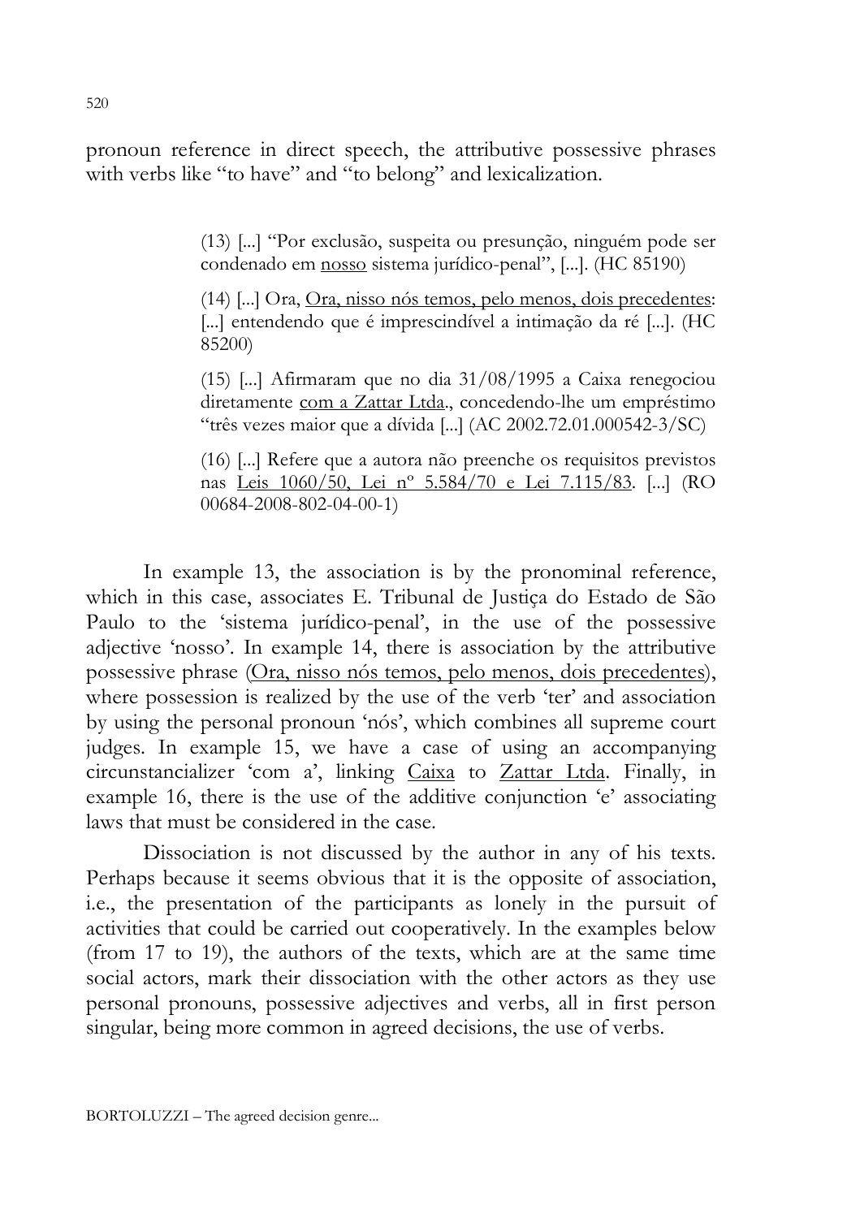pronoun reference in direct speech, the attributive possessive phrases with verbs like "to have" and "to belong" and lexicalization.

> (13) [...] "Por exclusão, suspeita ou presunção, ninguém pode ser condenado em <u>nosso</u> sistema jurídico-penal", [...]. (HC 85190)
>
> (14) [...] Ora, <u>Ora, nisso nós temos, pelo menos, dois precedentes</u>: [...] entendendo que é imprescindível a intimação da ré [...]. (HC 85200)
>
> (15) [...] Afirmaram que no dia 31/08/1995 a Caixa renegociou diretamente <u>com a Zattar Ltda</u>., concedendo-lhe um empréstimo "três vezes maior que a dívida [...] (AC 2002.72.01.000542-3/SC)
>
> (16) [...] Refere que a autora não preenche os requisitos previstos nas <u>Leis 1060/50, Lei nº 5.584/70 e Lei 7.115/83</u>. [...] (RO 00684-2008-802-04-00-1)

In example 13, the association is by the pronominal reference, which in this case, associates E. Tribunal de Justiça do Estado de São Paulo to the 'sistema jurídico-penal', in the use of the possessive adjective 'nosso'. In example 14, there is association by the attributive possessive phrase (<u>Ora, nisso nós temos, pelo menos, dois precedentes</u>), where possession is realized by the use of the verb 'ter' and association by using the personal pronoun 'nós', which combines all supreme court judges. In example 15, we have a case of using an accompanying circunstancializer 'com a', linking <u>Caixa</u> to <u>Zattar Ltda</u>. Finally, in example 16, there is the use of the additive conjunction 'e' associating laws that must be considered in the case.

Dissociation is not discussed by the author in any of his texts. Perhaps because it seems obvious that it is the opposite of association, i.e., the presentation of the participants as lonely in the pursuit of activities that could be carried out cooperatively. In the examples below (from 17 to 19), the authors of the texts, which are at the same time social actors, mark their dissociation with the other actors as they use personal pronouns, possessive adjectives and verbs, all in first person singular, being more common in agreed decisions, the use of verbs.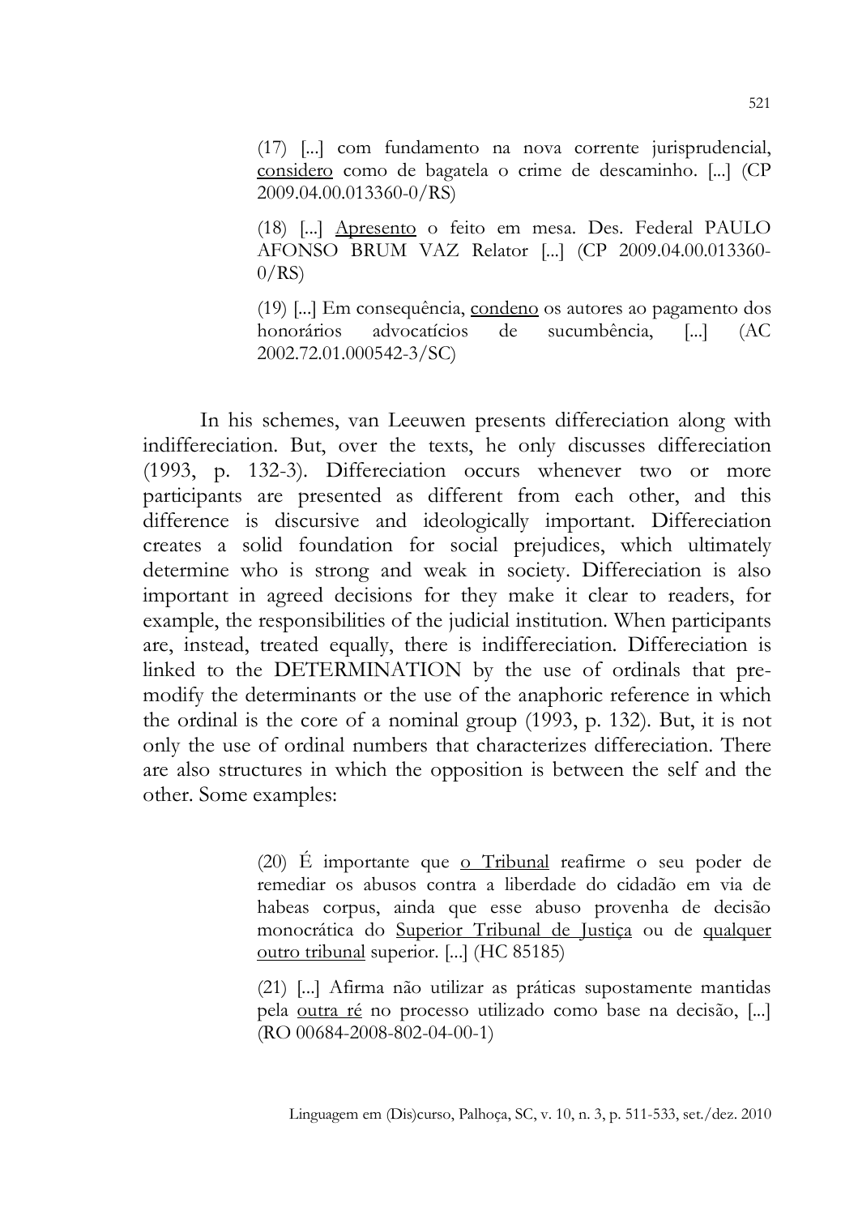(17) [...] com fundamento na nova corrente jurisprudencial, <u>considero</u> como de bagatela o crime de descaminho. [...] (CP 2009.04.00.013360-0/RS)

(18) [...] <u>Apresento</u> o feito em mesa. Des. Federal PAULO AFONSO BRUM VAZ Relator [...] (CP 2009.04.00.013360-0/RS)

(19) [...] Em consequência, <u>condeno</u> os autores ao pagamento dos honorários advocatícios de sucumbência, [...] (AC 2002.72.01.000542-3/SC)

In his schemes, van Leeuwen presents differeciation along with indifferenciation. But, over the texts, he only discusses differeciation (1993, p. 132-3). Differeciation occurs whenever two or more participants are presented as different from each other, and this difference is discursive and ideologically important. Differeciation creates a solid foundation for social prejudices, which ultimately determine who is strong and weak in society. Differeciation is also important in agreed decisions for they make it clear to readers, for example, the responsibilities of the judicial institution. When participants are, instead, treated equally, there is indiffereciation. Differeciation is linked to the DETERMINATION by the use of ordinals that pre-modify the determinants or the use of the anaphoric reference in which the ordinal is the core of a nominal group (1993, p. 132). But, it is not only the use of ordinal numbers that characterizes differeciation. There are also structures in which the opposition is between the self and the other. Some examples:

(20) É importante que <u>o Tribunal</u> reafirme o seu poder de remediar os abusos contra a liberdade do cidadão em via de habeas corpus, ainda que esse abuso provenha de decisão monocrática do <u>Superior Tribunal de Justiça</u> ou de <u>qualquer outro tribunal</u> superior. [...] (HC 85185)

(21) [...] Afirma não utilizar as práticas supostamente mantidas pela <u>outra ré</u> no processo utilizado como base na decisão, [...] (RO 00684-2008-802-04-00-1)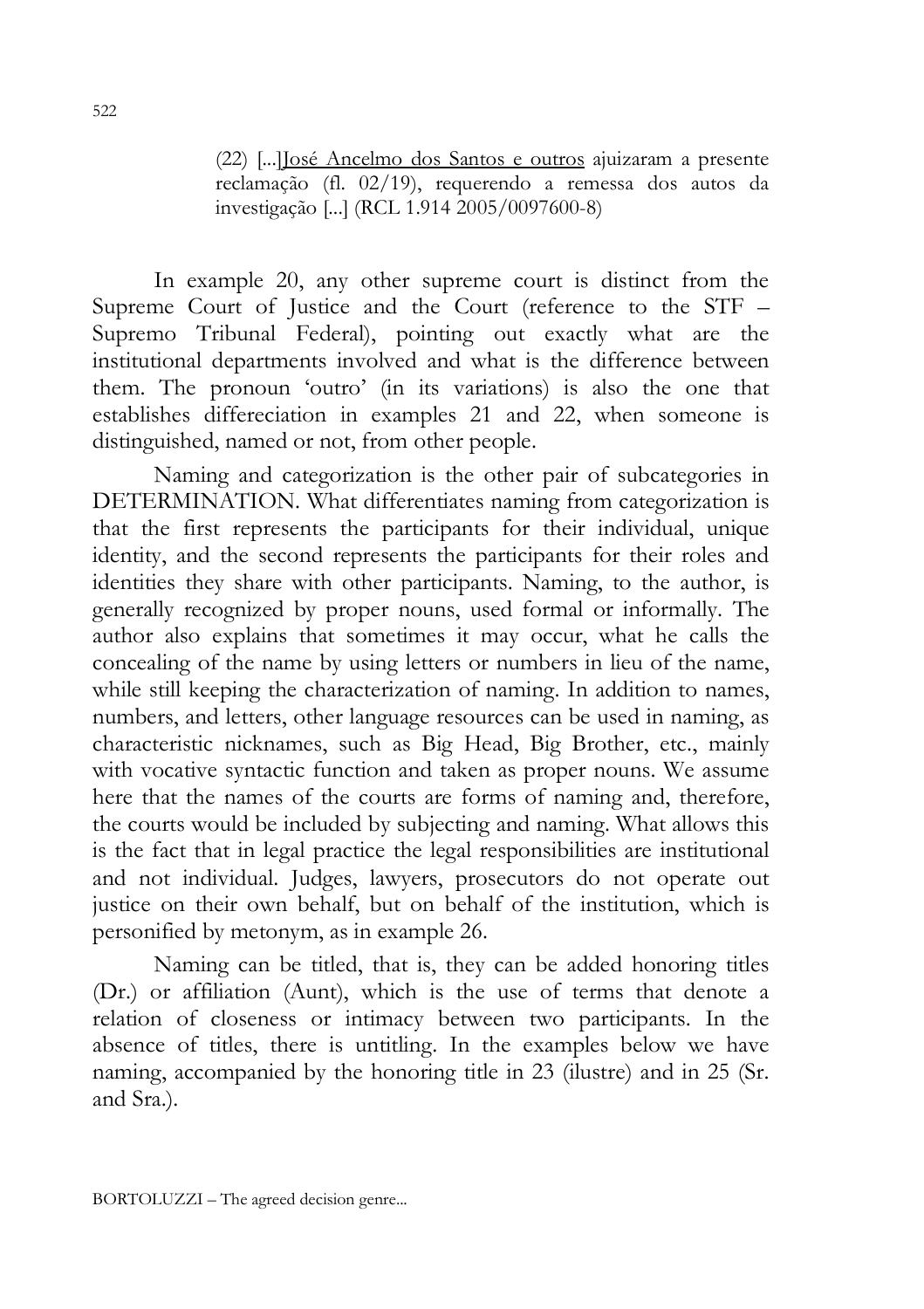> (22) [...]<u>José Ancelmo dos Santos e outros</u> ajuizaram a presente reclamação (fl. 02/19), requerendo a remessa dos autos da investigação [...] (RCL 1.914 2005/0097600-8)

In example 20, any other supreme court is distinct from the Supreme Court of Justice and the Court (reference to the STF – Supremo Tribunal Federal), pointing out exactly what are the institutional departments involved and what is the difference between them. The pronoun 'outro' (in its variations) is also the one that establishes differeciation in examples 21 and 22, when someone is distinguished, named or not, from other people.

Naming and categorization is the other pair of subcategories in DETERMINATION. What differentiates naming from categorization is that the first represents the participants for their individual, unique identity, and the second represents the participants for their roles and identities they share with other participants. Naming, to the author, is generally recognized by proper nouns, used formal or informally. The author also explains that sometimes it may occur, what he calls the concealing of the name by using letters or numbers in lieu of the name, while still keeping the characterization of naming. In addition to names, numbers, and letters, other language resources can be used in naming, as characteristic nicknames, such as Big Head, Big Brother, etc., mainly with vocative syntactic function and taken as proper nouns. We assume here that the names of the courts are forms of naming and, therefore, the courts would be included by subjecting and naming. What allows this is the fact that in legal practice the legal responsibilities are institutional and not individual. Judges, lawyers, prosecutors do not operate out justice on their own behalf, but on behalf of the institution, which is personified by metonym, as in example 26.

Naming can be titled, that is, they can be added honoring titles (Dr.) or affiliation (Aunt), which is the use of terms that denote a relation of closeness or intimacy between two participants. In the absence of titles, there is untitling. In the examples below we have naming, accompanied by the honoring title in 23 (ilustre) and in 25 (Sr. and Sra.).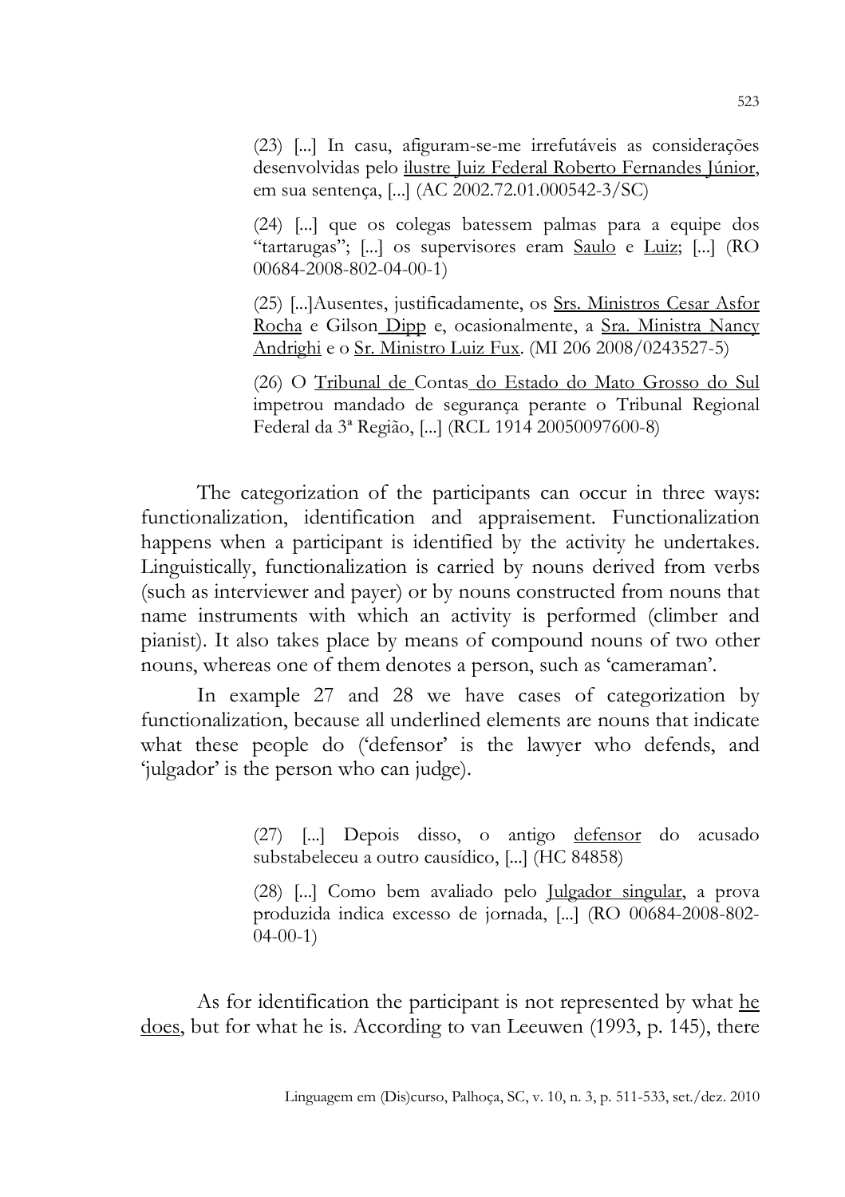> (23) [...] In casu, afiguram-se-me irrefutáveis as considerações desenvolvidas pelo <u>ilustre Juiz Federal Roberto Fernandes Júnior</u>, em sua sentença, [...] (AC 2002.72.01.000542-3/SC)
>
> (24) [...] que os colegas batessem palmas para a equipe dos "tartarugas"; [...] os supervisores eram <u>Saulo</u> e <u>Luiz</u>; [...] (RO 00684-2008-802-04-00-1)
>
> (25) [...]Ausentes, justificadamente, os <u>Srs. Ministros Cesar Asfor Rocha</u> e Gilson<u> Dipp</u> e, ocasionalmente, a <u>Sra. Ministra Nancy Andrighi</u> e o <u>Sr. Ministro Luiz Fux</u>. (MI 206 2008/0243527-5)
>
> (26) O <u>Tribunal de </u>Contas<u> do Estado do Mato Grosso do Sul</u> impetrou mandado de segurança perante o Tribunal Regional Federal da 3ª Região, [...] (RCL 1914 20050097600-8)

The categorization of the participants can occur in three ways: functionalization, identification and appraisement. Functionalization happens when a participant is identified by the activity he undertakes. Linguistically, functionalization is carried by nouns derived from verbs (such as interviewer and payer) or by nouns constructed from nouns that name instruments with which an activity is performed (climber and pianist). It also takes place by means of compound nouns of two other nouns, whereas one of them denotes a person, such as 'cameraman'.

In example 27 and 28 we have cases of categorization by functionalization, because all underlined elements are nouns that indicate what these people do ('defensor' is the lawyer who defends, and 'julgador' is the person who can judge).

> (27) [...] Depois disso, o antigo <u>defensor</u> do acusado substabeleceu a outro causídico, [...] (HC 84858)
>
> (28) [...] Como bem avaliado pelo <u>Julgador singular</u>, a prova produzida indica excesso de jornada, [...] (RO 00684-2008-802-04-00-1)

As for identification the participant is not represented by what <u>he does</u>, but for what he is. According to van Leeuwen (1993, p. 145), there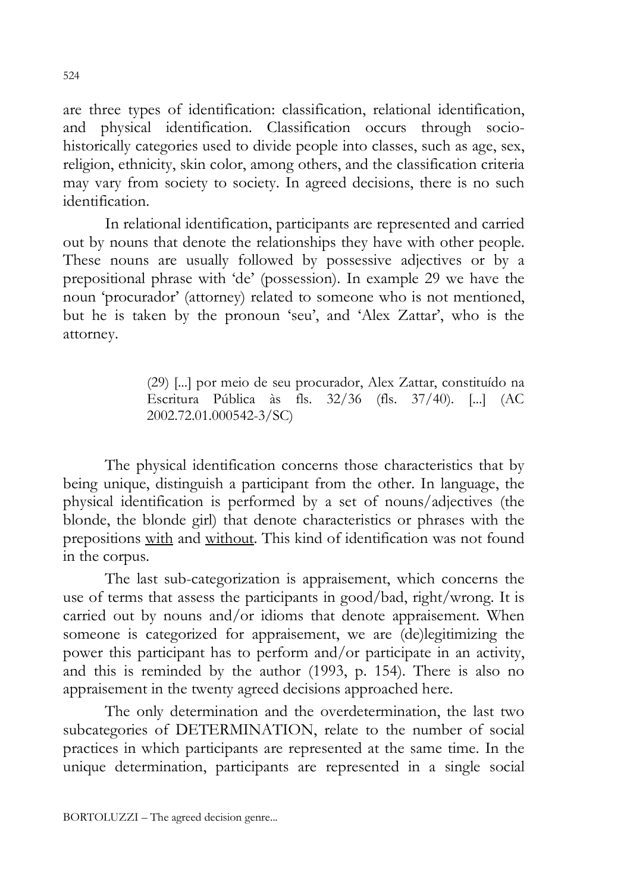are three types of identification: classification, relational identification, and physical identification. Classification occurs through socio-historically categories used to divide people into classes, such as age, sex, religion, ethnicity, skin color, among others, and the classification criteria may vary from society to society. In agreed decisions, there is no such identification.

In relational identification, participants are represented and carried out by nouns that denote the relationships they have with other people. These nouns are usually followed by possessive adjectives or by a prepositional phrase with 'de' (possession). In example 29 we have the noun 'procurador' (attorney) related to someone who is not mentioned, but he is taken by the pronoun 'seu', and 'Alex Zattar', who is the attorney.

> (29) [...] por meio de seu procurador, Alex Zattar, constituído na Escritura Pública às fls. 32/36 (fls. 37/40). [...] (AC 2002.72.01.000542-3/SC)

The physical identification concerns those characteristics that by being unique, distinguish a participant from the other. In language, the physical identification is performed by a set of nouns/adjectives (the blonde, the blonde girl) that denote characteristics or phrases with the prepositions <u>with</u> and <u>without</u>. This kind of identification was not found in the corpus.

The last sub-categorization is appraisement, which concerns the use of terms that assess the participants in good/bad, right/wrong. It is carried out by nouns and/or idioms that denote appraisement. When someone is categorized for appraisement, we are (de)legitimizing the power this participant has to perform and/or participate in an activity, and this is reminded by the author (1993, p. 154). There is also no appraisement in the twenty agreed decisions approached here.

The only determination and the overdetermination, the last two subcategories of DETERMINATION, relate to the number of social practices in which participants are represented at the same time. In the unique determination, participants are represented in a single social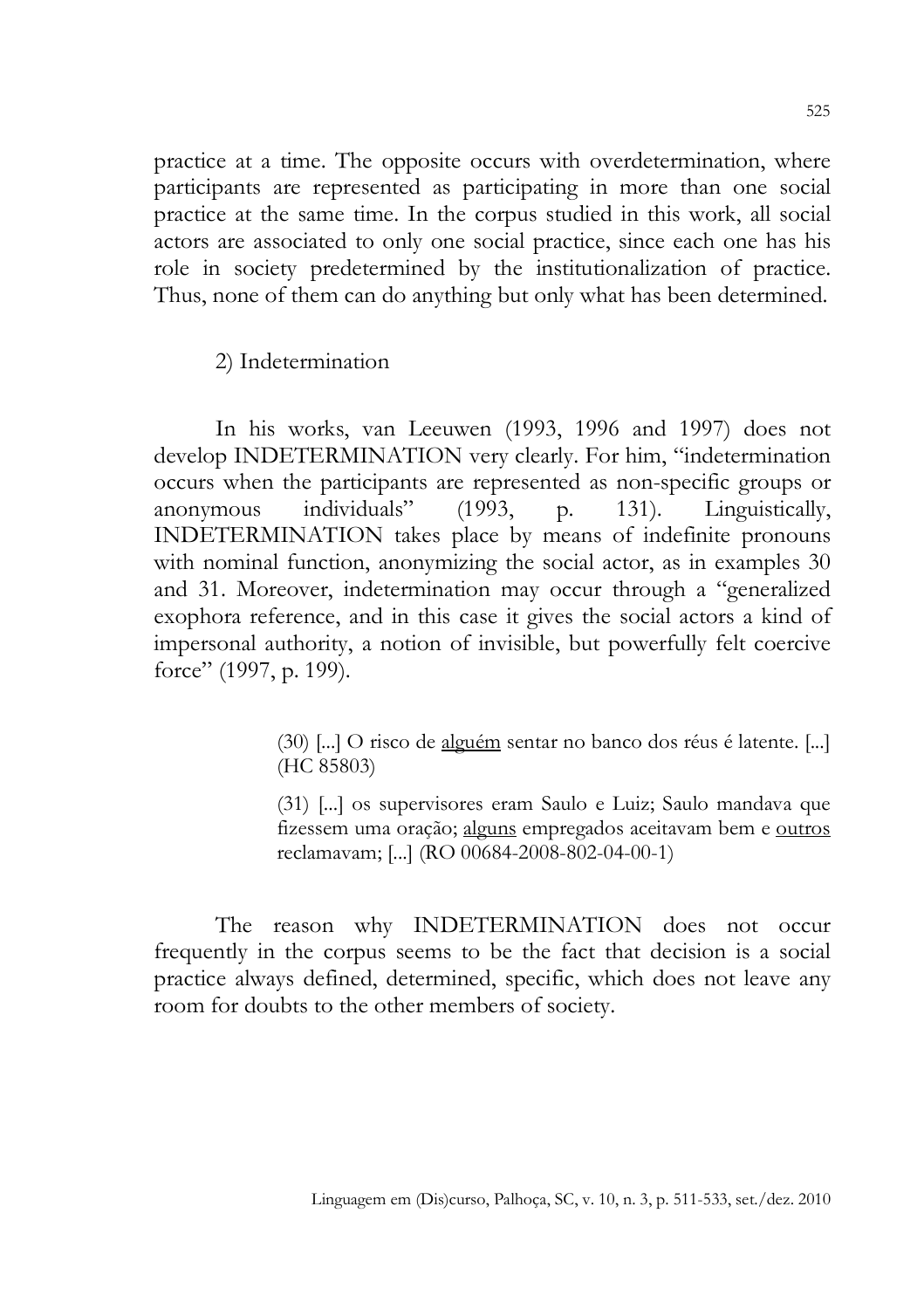practice at a time. The opposite occurs with overdetermination, where participants are represented as participating in more than one social practice at the same time. In the corpus studied in this work, all social actors are associated to only one social practice, since each one has his role in society predetermined by the institutionalization of practice. Thus, none of them can do anything but only what has been determined.

2) Indetermination

In his works, van Leeuwen (1993, 1996 and 1997) does not develop INDETERMINATION very clearly. For him, "indetermination occurs when the participants are represented as non-specific groups or anonymous individuals" (1993, p. 131). Linguistically, INDETERMINATION takes place by means of indefinite pronouns with nominal function, anonymizing the social actor, as in examples 30 and 31. Moreover, indetermination may occur through a "generalized exophora reference, and in this case it gives the social actors a kind of impersonal authority, a notion of invisible, but powerfully felt coercive force" (1997, p. 199).

> (30) [...] O risco de <u>alguém</u> sentar no banco dos réus é latente. [...] (HC 85803)
>
> (31) [...] os supervisores eram Saulo e Luiz; Saulo mandava que fizessem uma oração; <u>alguns</u> empregados aceitavam bem e <u>outros</u> reclamavam; [...] (RO 00684-2008-802-04-00-1)

The reason why INDETERMINATION does not occur frequently in the corpus seems to be the fact that decision is a social practice always defined, determined, specific, which does not leave any room for doubts to the other members of society.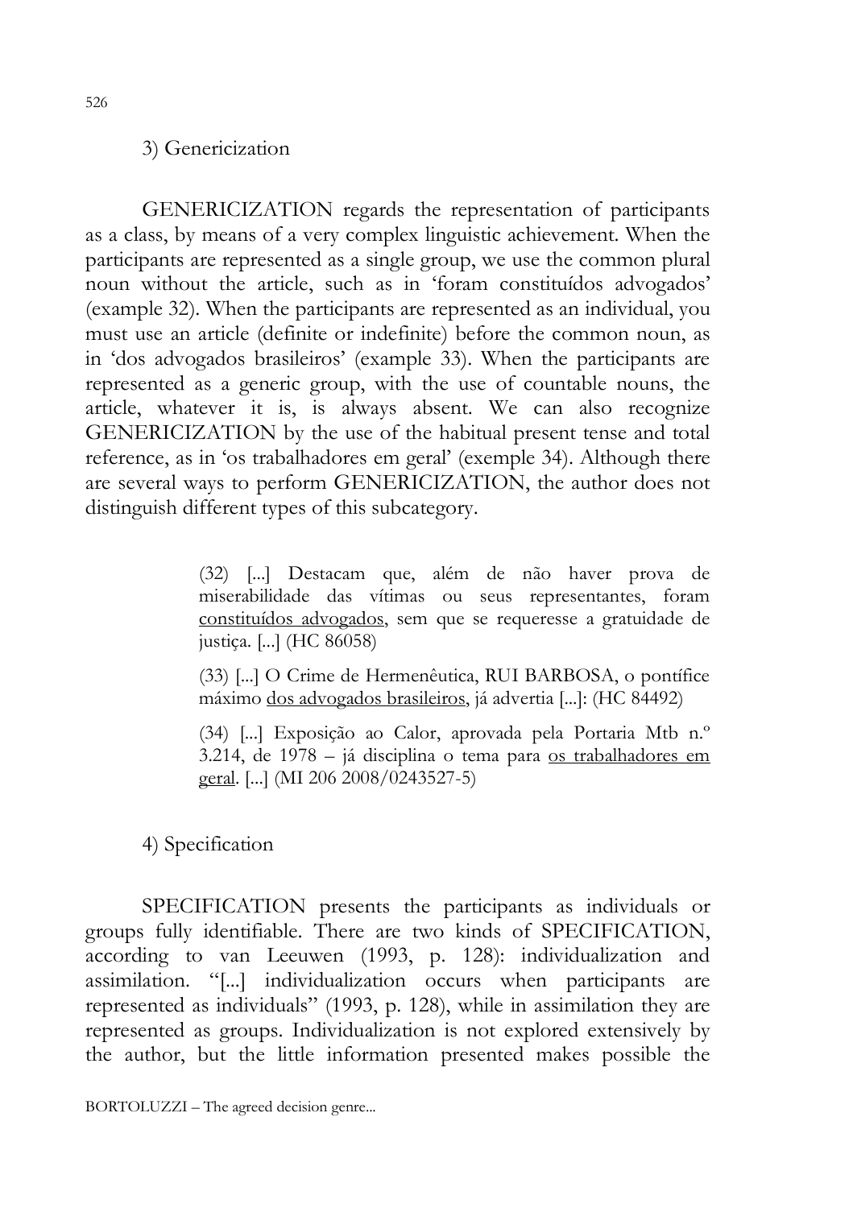3) Genericization

GENERICIZATION regards the representation of participants as a class, by means of a very complex linguistic achievement. When the participants are represented as a single group, we use the common plural noun without the article, such as in 'foram constituídos advogados' (example 32). When the participants are represented as an individual, you must use an article (definite or indefinite) before the common noun, as in 'dos advogados brasileiros' (example 33). When the participants are represented as a generic group, with the use of countable nouns, the article, whatever it is, is always absent. We can also recognize GENERICIZATION by the use of the habitual present tense and total reference, as in 'os trabalhadores em geral' (exemple 34). Although there are several ways to perform GENERICIZATION, the author does not distinguish different types of this subcategory.

> (32) [...] Destacam que, além de não haver prova de miserabilidade das vítimas ou seus representantes, foram <u>constituídos advogados</u>, sem que se requeresse a gratuidade de justiça. [...] (HC 86058)
>
> (33) [...] O Crime de Hermenêutica, RUI BARBOSA, o pontífice máximo <u>dos advogados brasileiros</u>, já advertia [...]: (HC 84492)
>
> (34) [...] Exposição ao Calor, aprovada pela Portaria Mtb n.º 3.214, de 1978 – já disciplina o tema para <u>os trabalhadores em geral</u>. [...] (MI 206 2008/0243527-5)

4) Specification

SPECIFICATION presents the participants as individuals or groups fully identifiable. There are two kinds of SPECIFICATION, according to van Leeuwen (1993, p. 128): individualization and assimilation. "[...] individualization occurs when participants are represented as individuals" (1993, p. 128), while in assimilation they are represented as groups. Individualization is not explored extensively by the author, but the little information presented makes possible the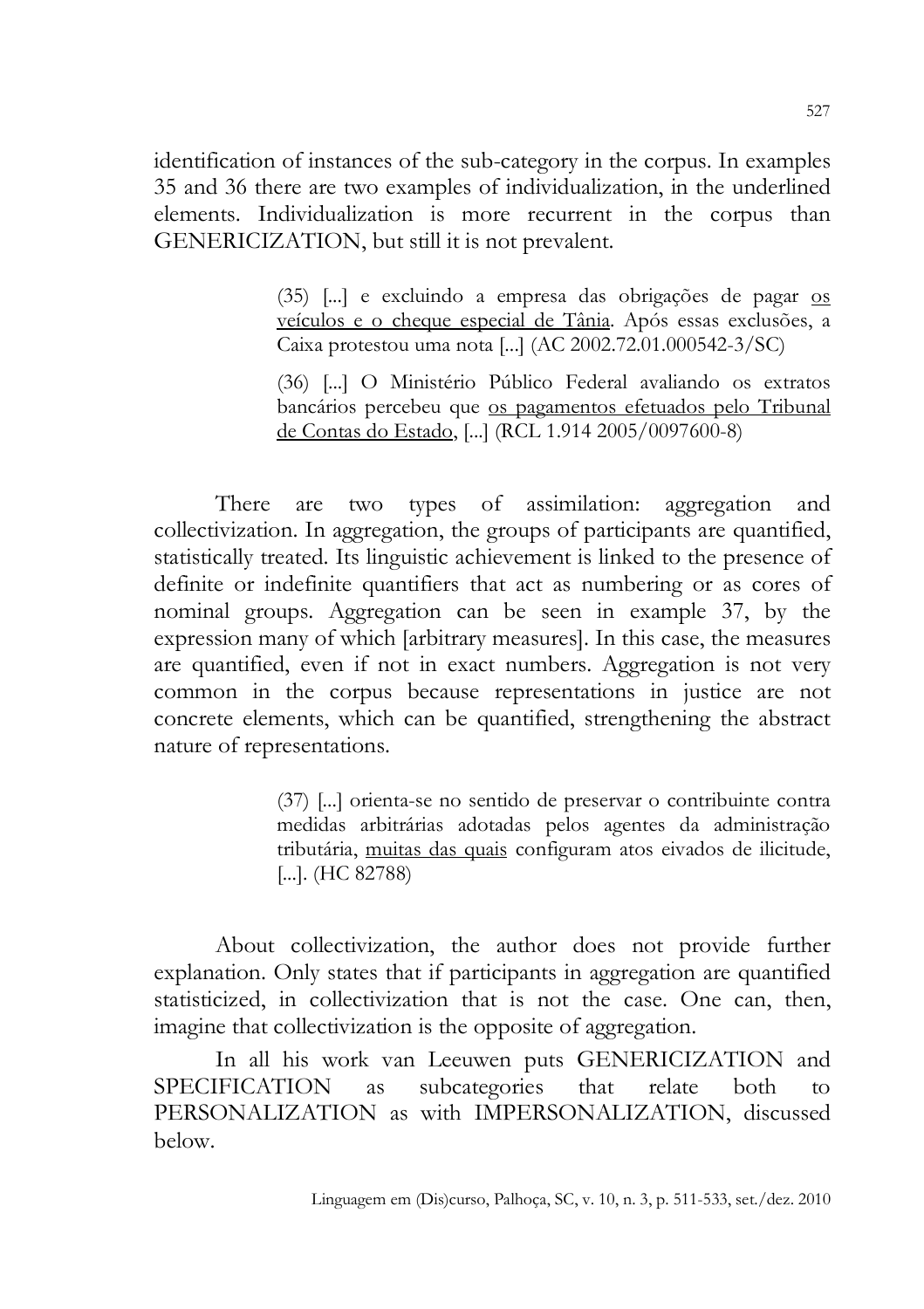identification of instances of the sub-category in the corpus. In examples 35 and 36 there are two examples of individualization, in the underlined elements. Individualization is more recurrent in the corpus than GENERICIZATION, but still it is not prevalent.

> (35) [...] e excluindo a empresa das obrigações de pagar <u>os veículos e o cheque especial de Tânia</u>. Após essas exclusões, a Caixa protestou uma nota [...] (AC 2002.72.01.000542-3/SC)
>
> (36) [...] O Ministério Público Federal avaliando os extratos bancários percebeu que <u>os pagamentos efetuados pelo Tribunal de Contas do Estado</u>, [...] (RCL 1.914 2005/0097600-8)

There are two types of assimilation: aggregation and collectivization. In aggregation, the groups of participants are quantified, statistically treated. Its linguistic achievement is linked to the presence of definite or indefinite quantifiers that act as numbering or as cores of nominal groups. Aggregation can be seen in example 37, by the expression many of which [arbitrary measures]. In this case, the measures are quantified, even if not in exact numbers. Aggregation is not very common in the corpus because representations in justice are not concrete elements, which can be quantified, strengthening the abstract nature of representations.

> (37) [...] orienta-se no sentido de preservar o contribuinte contra medidas arbitrárias adotadas pelos agentes da administração tributária, <u>muitas das quais</u> configuram atos eivados de ilicitude, [...]. (HC 82788)

About collectivization, the author does not provide further explanation. Only states that if participants in aggregation are quantified statisticized, in collectivization that is not the case. One can, then, imagine that collectivization is the opposite of aggregation.

In all his work van Leeuwen puts GENERICIZATION and SPECIFICATION as subcategories that relate both to PERSONALIZATION as with IMPERSONALIZATION, discussed below.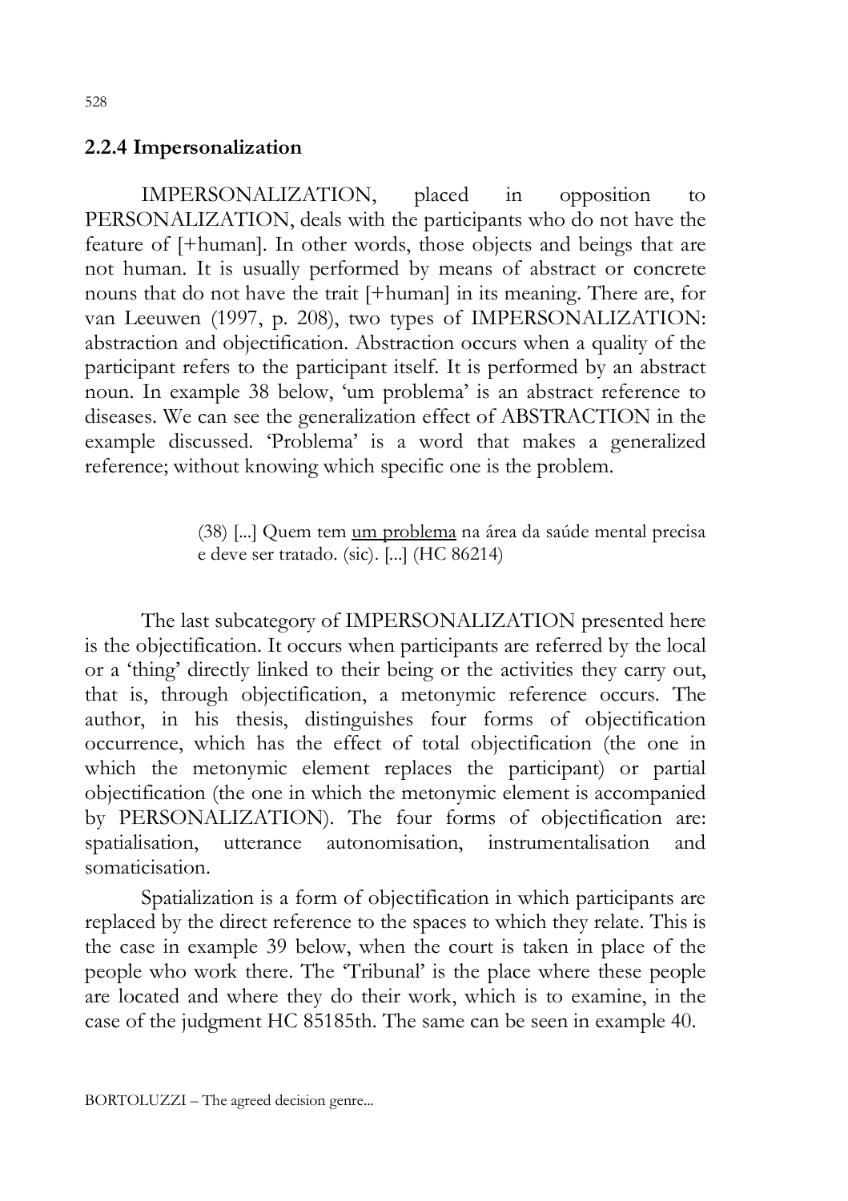### 2.2.4 Impersonalization

IMPERSONALIZATION, placed in opposition to PERSONALIZATION, deals with the participants who do not have the feature of [+human]. In other words, those objects and beings that are not human. It is usually performed by means of abstract or concrete nouns that do not have the trait [+human] in its meaning. There are, for van Leeuwen (1997, p. 208), two types of IMPERSONALIZATION: abstraction and objectification. Abstraction occurs when a quality of the participant refers to the participant itself. It is performed by an abstract noun. In example 38 below, 'um problema' is an abstract reference to diseases. We can see the generalization effect of ABSTRACTION in the example discussed. 'Problema' is a word that makes a generalized reference; without knowing which specific one is the problem.

> (38) [...] Quem tem <u>um problema</u> na área da saúde mental precisa e deve ser tratado. (sic). [...] (HC 86214)

The last subcategory of IMPERSONALIZATION presented here is the objectification. It occurs when participants are referred by the local or a 'thing' directly linked to their being or the activities they carry out, that is, through objectification, a metonymic reference occurs. The author, in his thesis, distinguishes four forms of objectification occurrence, which has the effect of total objectification (the one in which the metonymic element replaces the participant) or partial objectification (the one in which the metonymic element is accompanied by PERSONALIZATION). The four forms of objectification are: spatialisation, utterance autonomisation, instrumentalisation and somaticisation.

Spatialization is a form of objectification in which participants are replaced by the direct reference to the spaces to which they relate. This is the case in example 39 below, when the court is taken in place of the people who work there. The 'Tribunal' is the place where these people are located and where they do their work, which is to examine, in the case of the judgment HC 85185th. The same can be seen in example 40.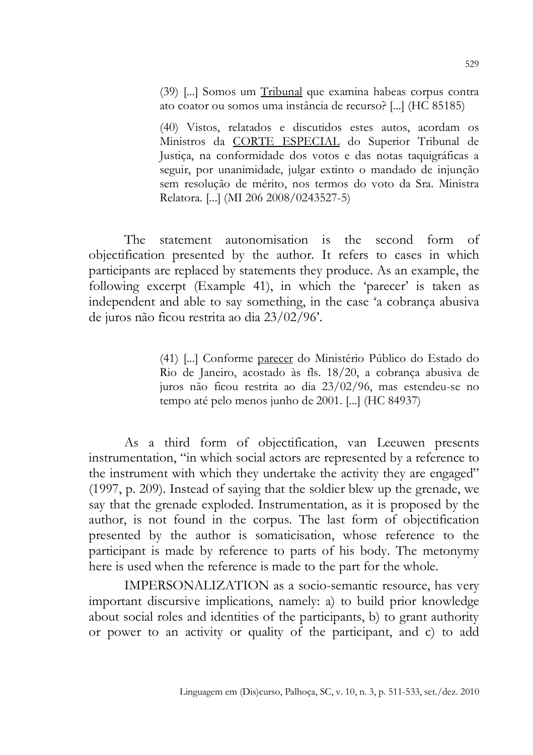> (39) [...] Somos um <u>Tribunal</u> que examina habeas corpus contra ato coator ou somos uma instância de recurso? [...] (HC 85185)

> (40) Vistos, relatados e discutidos estes autos, acordam os Ministros da <u>CORTE ESPECIAL</u> do Superior Tribunal de Justiça, na conformidade dos votos e das notas taquigráficas a seguir, por unanimidade, julgar extinto o mandado de injunção sem resolução de mérito, nos termos do voto da Sra. Ministra Relatora. [...] (MI 206 2008/0243527-5)

The statement autonomisation is the second form of objectification presented by the author. It refers to cases in which participants are replaced by statements they produce. As an example, the following excerpt (Example 41), in which the 'parecer' is taken as independent and able to say something, in the case 'a cobrança abusiva de juros não ficou restrita ao dia 23/02/96'.

> (41) [...] Conforme <u>parecer</u> do Ministério Público do Estado do Rio de Janeiro, acostado às fls. 18/20, a cobrança abusiva de juros não ficou restrita ao dia 23/02/96, mas estendeu-se no tempo até pelo menos junho de 2001. [...] (HC 84937)

As a third form of objectification, van Leeuwen presents instrumentation, "in which social actors are represented by a reference to the instrument with which they undertake the activity they are engaged" (1997, p. 209). Instead of saying that the soldier blew up the grenade, we say that the grenade exploded. Instrumentation, as it is proposed by the author, is not found in the corpus. The last form of objectification presented by the author is somaticisation, whose reference to the participant is made by reference to parts of his body. The metonymy here is used when the reference is made to the part for the whole.

IMPERSONALIZATION as a socio-semantic resource, has very important discursive implications, namely: a) to build prior knowledge about social roles and identities of the participants, b) to grant authority or power to an activity or quality of the participant, and c) to add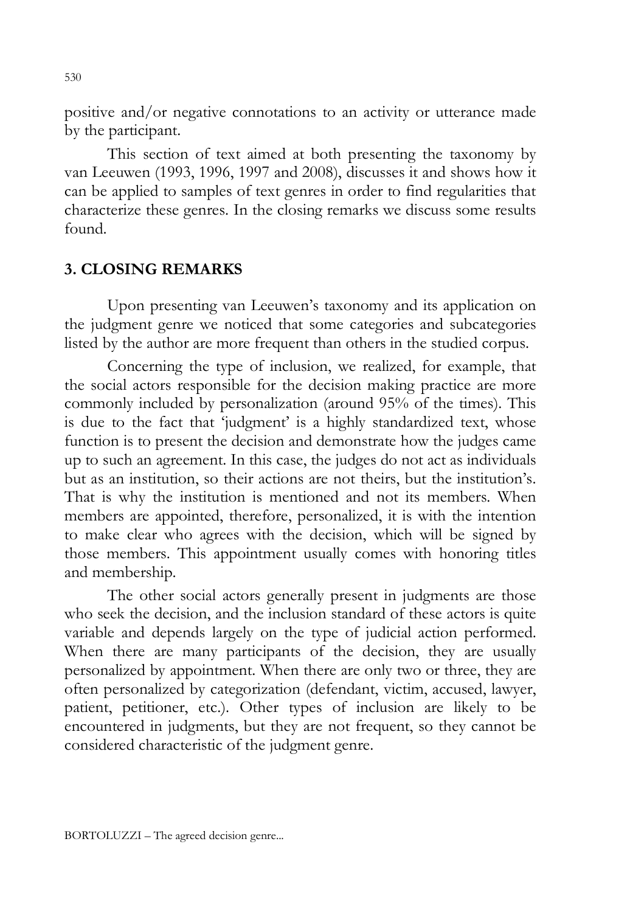positive and/or negative connotations to an activity or utterance made by the participant.

This section of text aimed at both presenting the taxonomy by van Leeuwen (1993, 1996, 1997 and 2008), discusses it and shows how it can be applied to samples of text genres in order to find regularities that characterize these genres. In the closing remarks we discuss some results found.

## 3. CLOSING REMARKS

Upon presenting van Leeuwen's taxonomy and its application on the judgment genre we noticed that some categories and subcategories listed by the author are more frequent than others in the studied corpus.

Concerning the type of inclusion, we realized, for example, that the social actors responsible for the decision making practice are more commonly included by personalization (around 95% of the times). This is due to the fact that 'judgment' is a highly standardized text, whose function is to present the decision and demonstrate how the judges came up to such an agreement. In this case, the judges do not act as individuals but as an institution, so their actions are not theirs, but the institution's. That is why the institution is mentioned and not its members. When members are appointed, therefore, personalized, it is with the intention to make clear who agrees with the decision, which will be signed by those members. This appointment usually comes with honoring titles and membership.

The other social actors generally present in judgments are those who seek the decision, and the inclusion standard of these actors is quite variable and depends largely on the type of judicial action performed. When there are many participants of the decision, they are usually personalized by appointment. When there are only two or three, they are often personalized by categorization (defendant, victim, accused, lawyer, patient, petitioner, etc.). Other types of inclusion are likely to be encountered in judgments, but they are not frequent, so they cannot be considered characteristic of the judgment genre.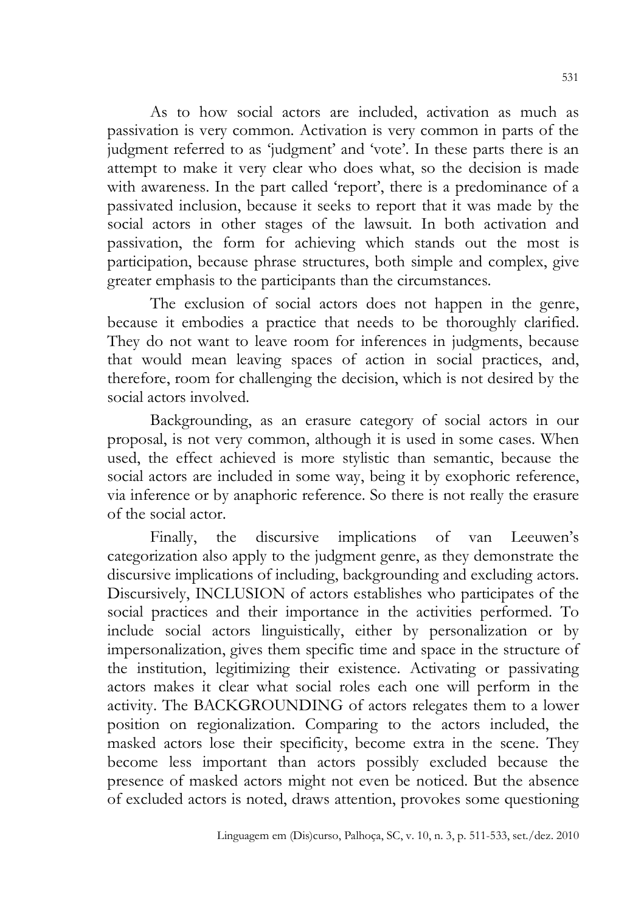As to how social actors are included, activation as much as passivation is very common. Activation is very common in parts of the judgment referred to as 'judgment' and 'vote'. In these parts there is an attempt to make it very clear who does what, so the decision is made with awareness. In the part called 'report', there is a predominance of a passivated inclusion, because it seeks to report that it was made by the social actors in other stages of the lawsuit. In both activation and passivation, the form for achieving which stands out the most is participation, because phrase structures, both simple and complex, give greater emphasis to the participants than the circumstances.

The exclusion of social actors does not happen in the genre, because it embodies a practice that needs to be thoroughly clarified. They do not want to leave room for inferences in judgments, because that would mean leaving spaces of action in social practices, and, therefore, room for challenging the decision, which is not desired by the social actors involved.

Backgrounding, as an erasure category of social actors in our proposal, is not very common, although it is used in some cases. When used, the effect achieved is more stylistic than semantic, because the social actors are included in some way, being it by exophoric reference, via inference or by anaphoric reference. So there is not really the erasure of the social actor.

Finally, the discursive implications of van Leeuwen's categorization also apply to the judgment genre, as they demonstrate the discursive implications of including, backgrounding and excluding actors. Discursively, INCLUSION of actors establishes who participates of the social practices and their importance in the activities performed. To include social actors linguistically, either by personalization or by impersonalization, gives them specific time and space in the structure of the institution, legitimizing their existence. Activating or passivating actors makes it clear what social roles each one will perform in the activity. The BACKGROUNDING of actors relegates them to a lower position on regionalization. Comparing to the actors included, the masked actors lose their specificity, become extra in the scene. They become less important than actors possibly excluded because the presence of masked actors might not even be noticed. But the absence of excluded actors is noted, draws attention, provokes some questioning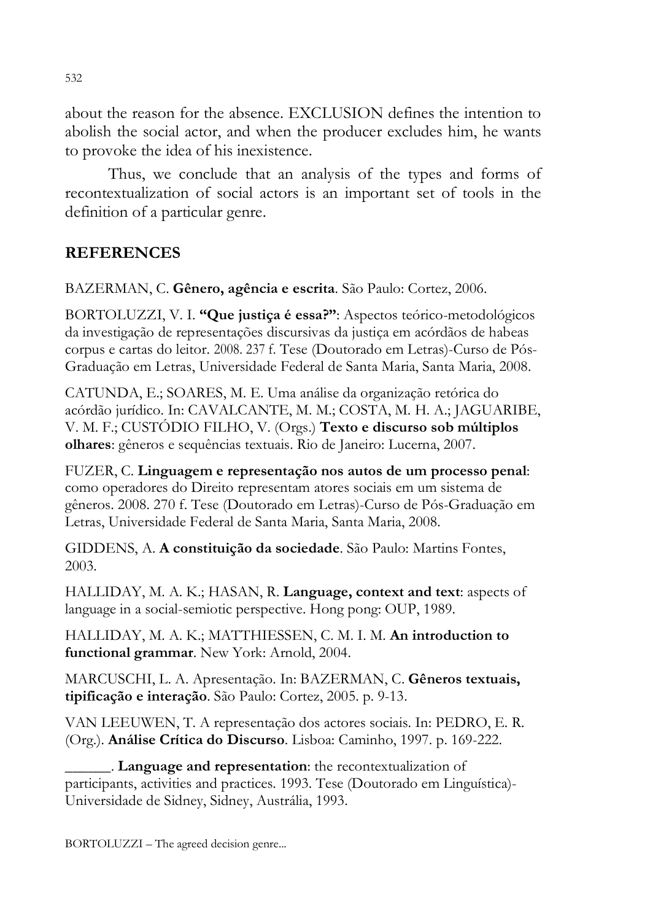about the reason for the absence. EXCLUSION defines the intention to abolish the social actor, and when the producer excludes him, he wants to provoke the idea of his inexistence.

Thus, we conclude that an analysis of the types and forms of recontextualization of social actors is an important set of tools in the definition of a particular genre.

## REFERENCES

BAZERMAN, C. **Gênero, agência e escrita**. São Paulo: Cortez, 2006.

BORTOLUZZI, V. I. **"Que justiça é essa?"**: Aspectos teórico-metodológicos da investigação de representações discursivas da justiça em acórdãos de habeas corpus e cartas do leitor. 2008. 237 f. Tese (Doutorado em Letras)-Curso de Pós-Graduação em Letras, Universidade Federal de Santa Maria, Santa Maria, 2008.

CATUNDA, E.; SOARES, M. E. Uma análise da organização retórica do acórdão jurídico. In: CAVALCANTE, M. M.; COSTA, M. H. A.; JAGUARIBE, V. M. F.; CUSTÓDIO FILHO, V. (Orgs.) **Texto e discurso sob múltiplos olhares**: gêneros e sequências textuais. Rio de Janeiro: Lucerna, 2007.

FUZER, C. **Linguagem e representação nos autos de um processo penal**: como operadores do Direito representam atores sociais em um sistema de gêneros. 2008. 270 f. Tese (Doutorado em Letras)-Curso de Pós-Graduação em Letras, Universidade Federal de Santa Maria, Santa Maria, 2008.

GIDDENS, A. **A constituição da sociedade**. São Paulo: Martins Fontes, 2003.

HALLIDAY, M. A. K.; HASAN, R. **Language, context and text**: aspects of language in a social-semiotic perspective. Hong pong: OUP, 1989.

HALLIDAY, M. A. K.; MATTHIESSEN, C. M. I. M. **An introduction to functional grammar**. New York: Arnold, 2004.

MARCUSCHI, L. A. Apresentação. In: BAZERMAN, C. **Gêneros textuais, tipificação e interação**. São Paulo: Cortez, 2005. p. 9-13.

VAN LEEUWEN, T. A representação dos actores sociais. In: PEDRO, E. R. (Org.). **Análise Crítica do Discurso**. Lisboa: Caminho, 1997. p. 169-222.

\_\_\_\_\_\_. **Language and representation**: the recontextualization of participants, activities and practices. 1993. Tese (Doutorado em Linguística)-Universidade de Sidney, Sidney, Austrália, 1993.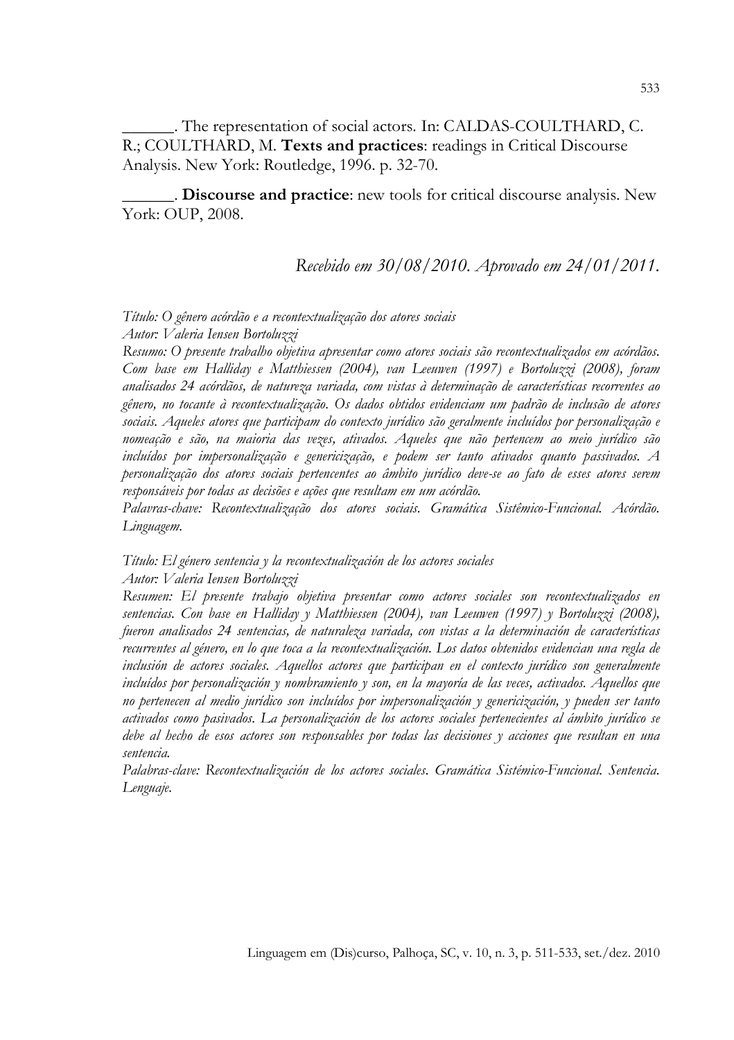\_\_\_\_\_\_. The representation of social actors. In: CALDAS-COULTHARD, C. R.; COULTHARD, M. **Texts and practices**: readings in Critical Discourse Analysis. New York: Routledge, 1996. p. 32-70.

\_\_\_\_\_\_. **Discourse and practice**: new tools for critical discourse analysis. New York: OUP, 2008.

*Recebido em 30/08/2010. Aprovado em 24/01/2011.*

*Título: O gênero acórdão e a recontextualização dos atores sociais*
*Autor: Valeria Iensen Bortoluzzi*
*Resumo: O presente trabalho objetiva apresentar como atores sociais são recontextualizados em acórdãos. Com base em Halliday e Matthiessen (2004), van Leeuwen (1997) e Bortoluzzi (2008), foram analisados 24 acórdãos, de natureza variada, com vistas à determinação de características recorrentes ao gênero, no tocante à recontextualização. Os dados obtidos evidenciam um padrão de inclusão de atores sociais. Aqueles atores que participam do contexto jurídico são geralmente incluídos por personalização e nomeação e são, na maioria das vezes, ativados. Aqueles que não pertencem ao meio jurídico são incluídos por impersonalização e genericização, e podem ser tanto ativados quanto passivados. A personalização dos atores sociais pertencentes ao âmbito jurídico deve-se ao fato de esses atores serem responsáveis por todas as decisões e ações que resultam em um acórdão.*
*Palavras-chave: Recontextualização dos atores sociais. Gramática Sistêmico-Funcional. Acórdão. Linguagem.*

*Título: El género sentencia y la recontextualización de los actores sociales*
*Autor: Valeria Iensen Bortoluzzi*
*Resumen: El presente trabajo objetiva presentar como actores sociales son recontextualizados en sentencias. Con base en Halliday y Matthiessen (2004), van Leeuwen (1997) y Bortoluzzi (2008), fueron analisados 24 sentencias, de naturaleza variada, con vistas a la determinación de características recurrentes al género, en lo que toca a la recontextualización. Los datos obtenidos evidencian una regla de inclusión de actores sociales. Aquellos actores que participan en el contexto jurídico son generalmente incluídos por personalización y nombramiento y son, en la mayoría de las veces, activados. Aquellos que no pertenecen al medio jurídico son incluídos por impersonalización y genericización, y pueden ser tanto activados como pasivados. La personalización de los actores sociales pertenecientes al ámbito jurídico se debe al hecho de esos actores son responsables por todas las decisiones y acciones que resultan en una sentencia.*
*Palabras-clave: Recontextualización de los actores sociales. Gramática Sistémico-Funcional. Sentencia. Lenguaje.*